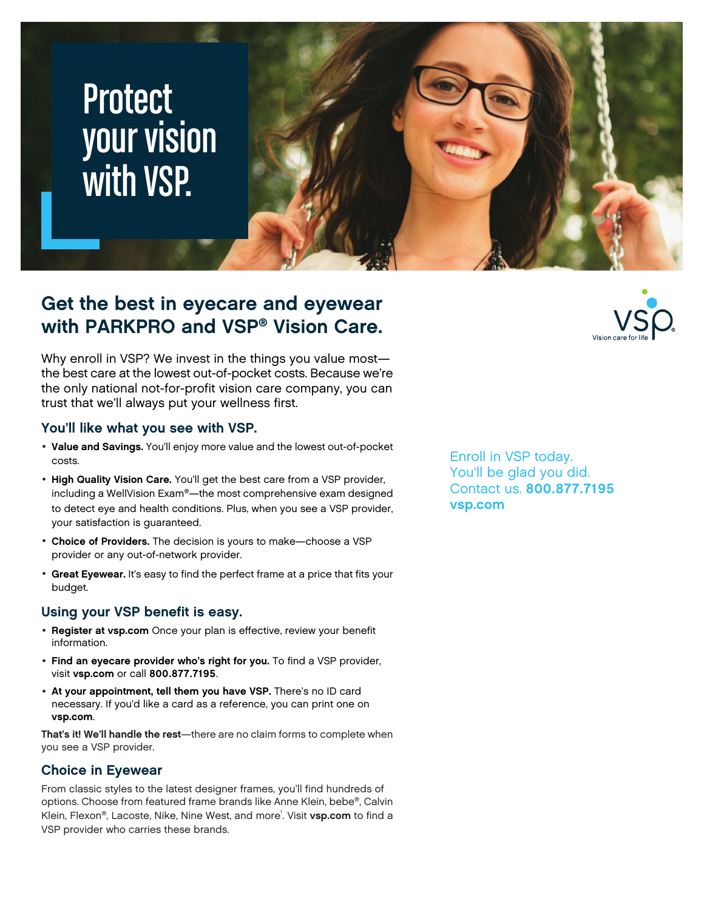# Protect your vision with VSP.

## Get the best in eyecare and eyewear with PARKPRO and VSP® Vision Care.

Why enroll in VSP? We invest in the things you value most—the best care at the lowest out-of-pocket costs. Because we're the only national not-for-profit vision care company, you can trust that we'll always put your wellness first.

### You'll like what you see with VSP.

- **Value and Savings.** You'll enjoy more value and the lowest out-of-pocket costs.
- **High Quality Vision Care.** You'll get the best care from a VSP provider, including a WellVision Exam®—the most comprehensive exam designed to detect eye and health conditions. Plus, when you see a VSP provider, your satisfaction is guaranteed.
- **Choice of Providers.** The decision is yours to make—choose a VSP provider or any out-of-network provider.
- **Great Eyewear.** It's easy to find the perfect frame at a price that fits your budget.

### Using your VSP benefit is easy.

- **Register at vsp.com** Once your plan is effective, review your benefit information.
- **Find an eyecare provider who's right for you.** To find a VSP provider, visit **vsp.com** or call **800.877.7195**.
- **At your appointment, tell them you have VSP.** There's no ID card necessary. If you'd like a card as a reference, you can print one on **vsp.com**.

**That's it! We'll handle the rest**—there are no claim forms to complete when you see a VSP provider.

### Choice in Eyewear

From classic styles to the latest designer frames, you'll find hundreds of options. Choose from featured frame brands like Anne Klein, bebe®, Calvin Klein, Flexon®, Lacoste, Nike, Nine West, and more[1]. Visit **vsp.com** to find a VSP provider who carries these brands.

VSP Vision care for life

Enroll in VSP today.
You'll be glad you did.
Contact us. **800.877.7195**
**vsp.com**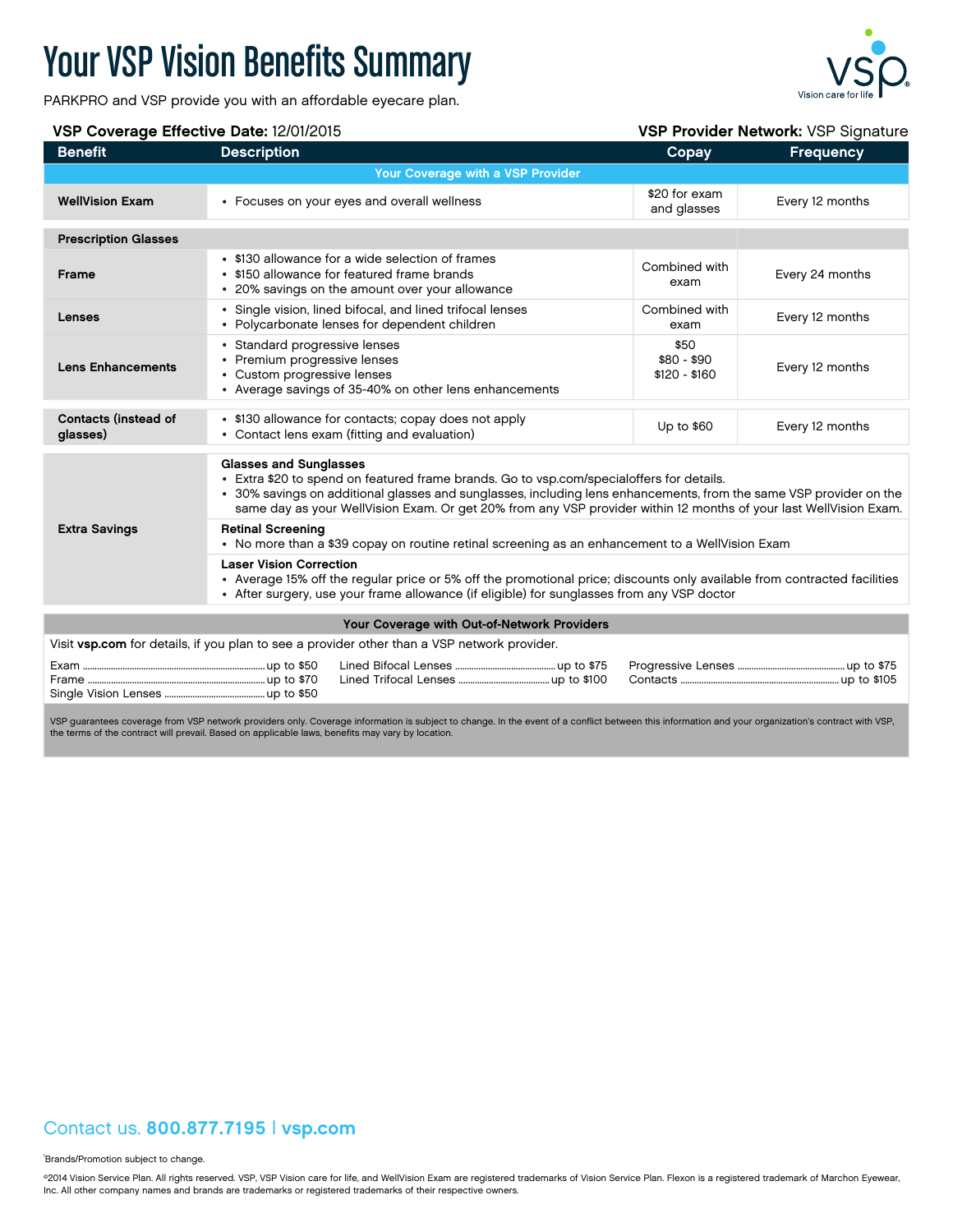# Your VSP Vision Benefits Summary

PARKPRO and VSP provide you with an affordable eyecare plan.

**VSP Coverage Effective Date:** 12/01/2015

**VSP Provider Network:** VSP Signature

| Benefit | Description | Copay | Frequency |
|---|---|---|---|
| **Your Coverage with a VSP Provider** | | | |
| **WellVision Exam** | • Focuses on your eyes and overall wellness | $20 for exam and glasses | Every 12 months |
| **Prescription Glasses** | | | |
| **Frame** | • $130 allowance for a wide selection of frames<br>• $150 allowance for featured frame brands<br>• 20% savings on the amount over your allowance | Combined with exam | Every 24 months |
| **Lenses** | • Single vision, lined bifocal, and lined trifocal lenses<br>• Polycarbonate lenses for dependent children | Combined with exam | Every 12 months |
| **Lens Enhancements** | • Standard progressive lenses<br>• Premium progressive lenses<br>• Custom progressive lenses<br>• Average savings of 35-40% on other lens enhancements | $50<br>$80 - $90<br>$120 - $160 | Every 12 months |
| **Contacts (instead of glasses)** | • $130 allowance for contacts; copay does not apply<br>• Contact lens exam (fitting and evaluation) | Up to $60 | Every 12 months |
| **Extra Savings** | **Glasses and Sunglasses**<br>• Extra $20 to spend on featured frame brands. Go to vsp.com/specialoffers for details.<br>• 30% savings on additional glasses and sunglasses, including lens enhancements, from the same VSP provider on the same day as your WellVision Exam. Or get 20% from any VSP provider within 12 months of your last WellVision Exam.<br>**Retinal Screening**<br>• No more than a $39 copay on routine retinal screening as an enhancement to a WellVision Exam<br>**Laser Vision Correction**<br>• Average 15% off the regular price or 5% off the promotional price; discounts only available from contracted facilities<br>• After surgery, use your frame allowance (if eligible) for sunglasses from any VSP doctor | | |

**Your Coverage with Out-of-Network Providers**

Visit **vsp.com** for details, if you plan to see a provider other than a VSP network provider.

| | | | | | |
|---|---|---|---|---|---|
| Exam | up to $50 | Lined Bifocal Lenses | up to $75 | Progressive Lenses | up to $75 |
| Frame | up to $70 | Lined Trifocal Lenses | up to $100 | Contacts | up to $105 |
| Single Vision Lenses | up to $50 | | | | |

VSP guarantees coverage from VSP network providers only. Coverage information is subject to change. In the event of a conflict between this information and your organization's contract with VSP, the terms of the contract will prevail. Based on applicable laws, benefits may vary by location.

Contact us. **800.877.7195** | **vsp.com**

[1]Brands/Promotion subject to change.

©2014 Vision Service Plan. All rights reserved. VSP, VSP Vision care for life, and WellVision Exam are registered trademarks of Vision Service Plan. Flexon is a registered trademark of Marchon Eyewear, Inc. All other company names and brands are trademarks or registered trademarks of their respective owners.